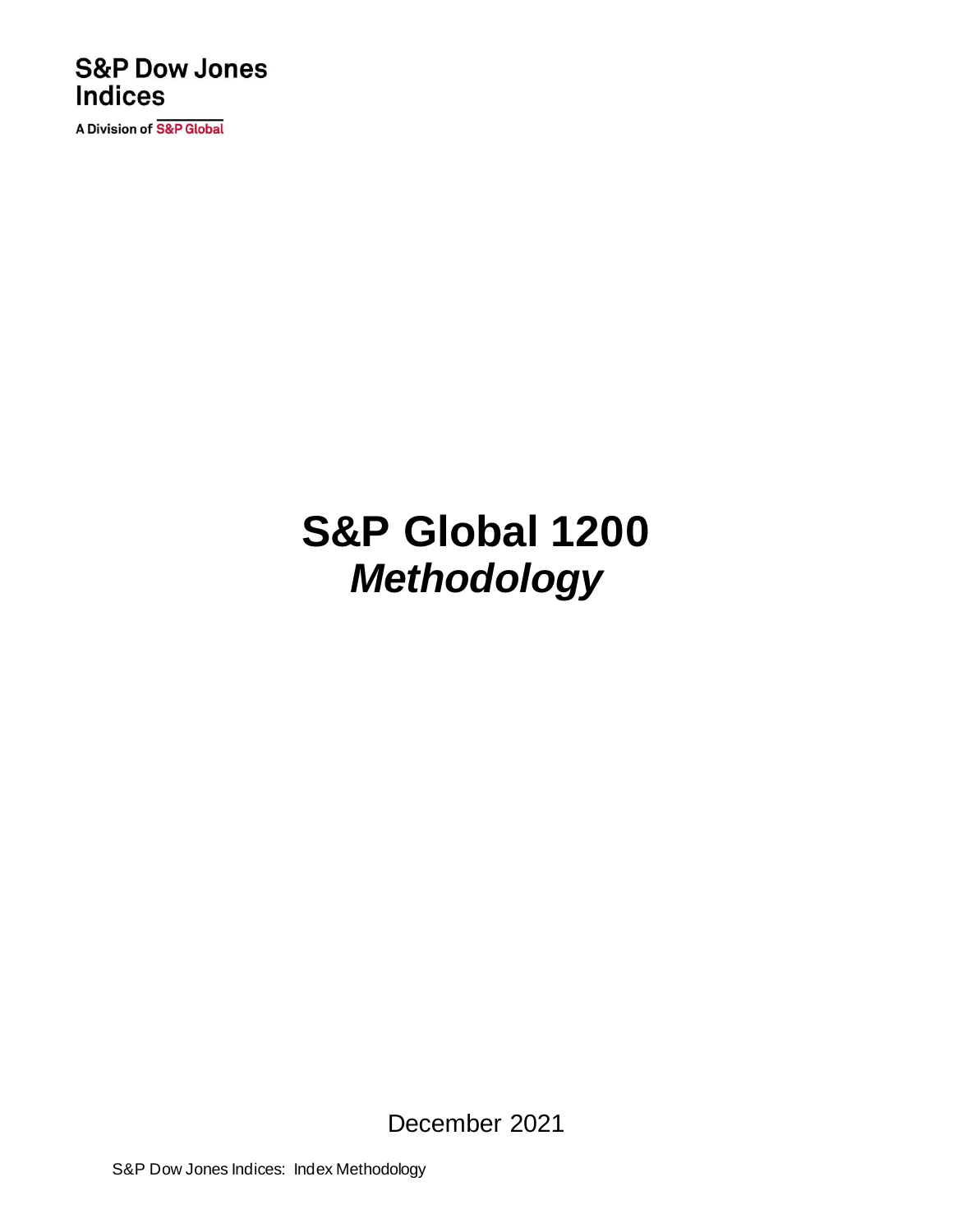S&P Dow Jones Indices

A Division of S&P Global

# S&P Global 1200
## *Methodology*

December 2021

S&P Dow Jones Indices: Index Methodology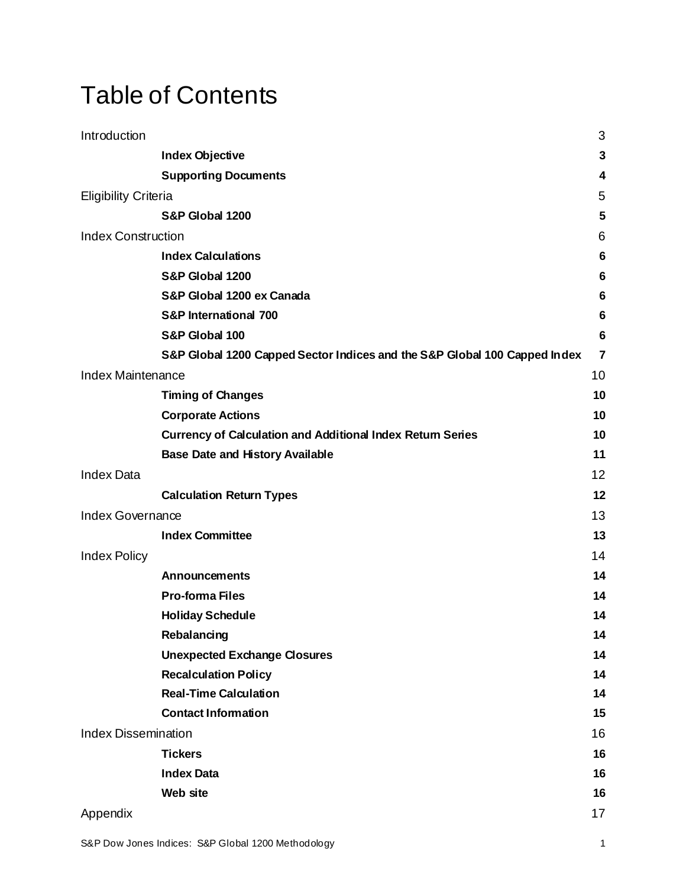# Table of Contents

| | |
|---|---|
| Introduction | 3 |
| **Index Objective** | **3** |
| **Supporting Documents** | **4** |
| Eligibility Criteria | 5 |
| **S&P Global 1200** | **5** |
| Index Construction | 6 |
| **Index Calculations** | **6** |
| **S&P Global 1200** | **6** |
| **S&P Global 1200 ex Canada** | **6** |
| **S&P International 700** | **6** |
| **S&P Global 100** | **6** |
| **S&P Global 1200 Capped Sector Indices and the S&P Global 100 Capped Index** | **7** |
| Index Maintenance | 10 |
| **Timing of Changes** | **10** |
| **Corporate Actions** | **10** |
| **Currency of Calculation and Additional Index Return Series** | **10** |
| **Base Date and History Available** | **11** |
| Index Data | 12 |
| **Calculation Return Types** | **12** |
| Index Governance | 13 |
| **Index Committee** | **13** |
| Index Policy | 14 |
| **Announcements** | **14** |
| **Pro-forma Files** | **14** |
| **Holiday Schedule** | **14** |
| **Rebalancing** | **14** |
| **Unexpected Exchange Closures** | **14** |
| **Recalculation Policy** | **14** |
| **Real-Time Calculation** | **14** |
| **Contact Information** | **15** |
| Index Dissemination | 16 |
| **Tickers** | **16** |
| **Index Data** | **16** |
| **Web site** | **16** |
| Appendix | 17 |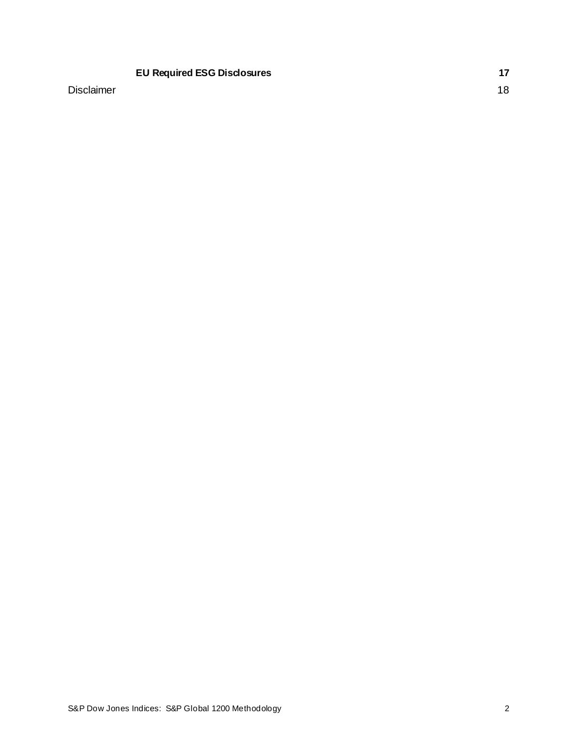| | |
|---|---|
| **EU Required ESG Disclosures** | **17** |
| Disclaimer | 18 |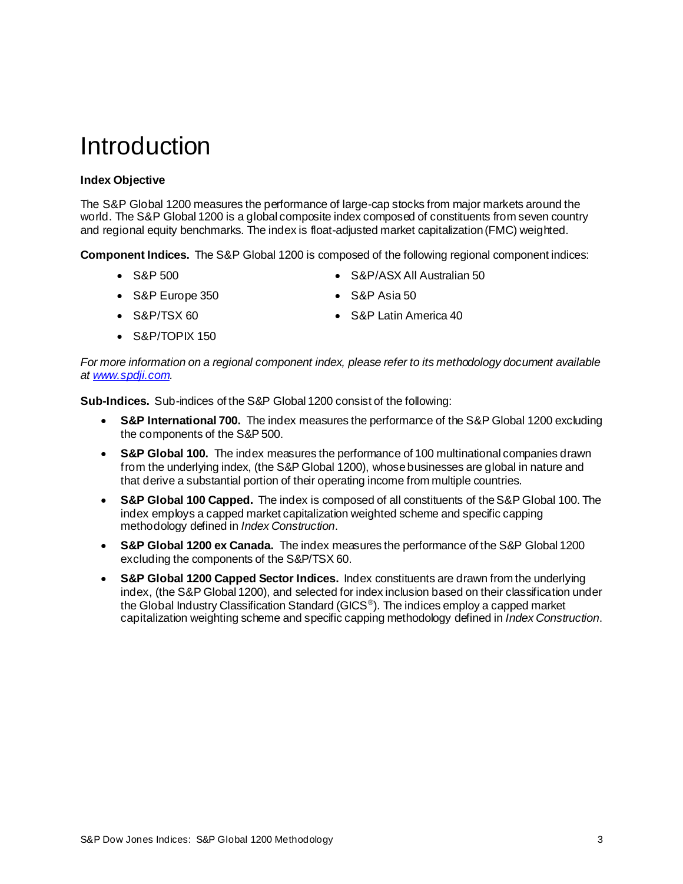# Introduction

### Index Objective

The S&P Global 1200 measures the performance of large-cap stocks from major markets around the world. The S&P Global 1200 is a global composite index composed of constituents from seven country and regional equity benchmarks. The index is float-adjusted market capitalization (FMC) weighted.

**Component Indices.** The S&P Global 1200 is composed of the following regional component indices:

- S&P 500
- S&P Europe 350
- S&P/TSX 60
- S&P/TOPIX 150
- S&P/ASX All Australian 50
- S&P Asia 50
- S&P Latin America 40

*For more information on a regional component index, please refer to its methodology document available at [www.spdji.com](www.spdji.com).*

**Sub-Indices.** Sub-indices of the S&P Global 1200 consist of the following:

- **S&P International 700.** The index measures the performance of the S&P Global 1200 excluding the components of the S&P 500.
- **S&P Global 100.** The index measures the performance of 100 multinational companies drawn from the underlying index, (the S&P Global 1200), whose businesses are global in nature and that derive a substantial portion of their operating income from multiple countries.
- **S&P Global 100 Capped.** The index is composed of all constituents of the S&P Global 100. The index employs a capped market capitalization weighted scheme and specific capping methodology defined in *Index Construction*.
- **S&P Global 1200 ex Canada.** The index measures the performance of the S&P Global 1200 excluding the components of the S&P/TSX 60.
- **S&P Global 1200 Capped Sector Indices.** Index constituents are drawn from the underlying index, (the S&P Global 1200), and selected for index inclusion based on their classification under the Global Industry Classification Standard (GICS®). The indices employ a capped market capitalization weighting scheme and specific capping methodology defined in *Index Construction*.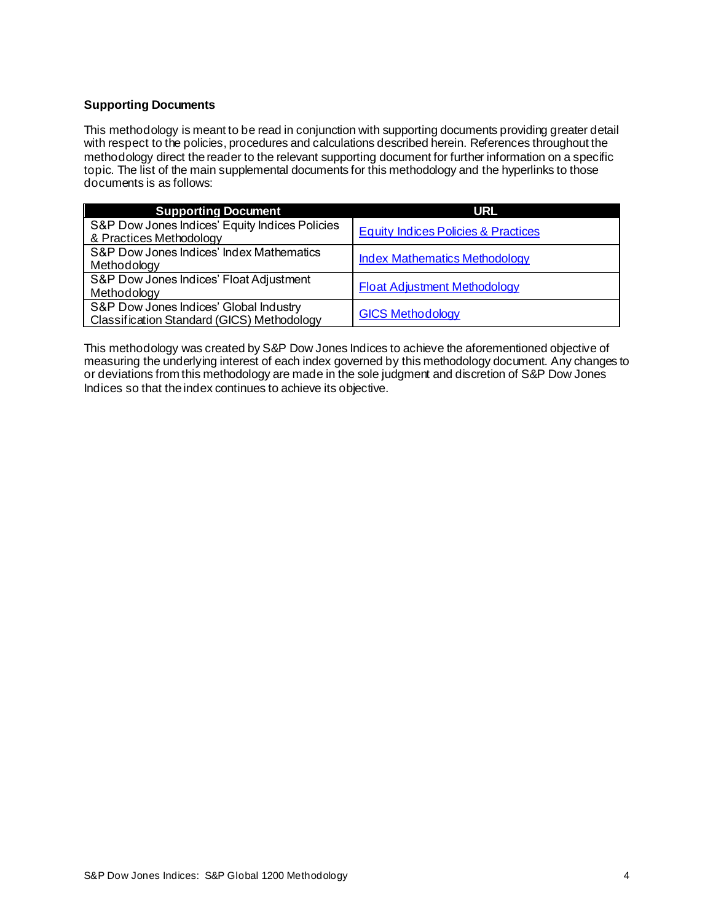**Supporting Documents**

This methodology is meant to be read in conjunction with supporting documents providing greater detail with respect to the policies, procedures and calculations described herein. References throughout the methodology direct the reader to the relevant supporting document for further information on a specific topic. The list of the main supplemental documents for this methodology and the hyperlinks to those documents is as follows:

| Supporting Document | URL |
| --- | --- |
| S&P Dow Jones Indices' Equity Indices Policies & Practices Methodology | Equity Indices Policies & Practices |
| S&P Dow Jones Indices' Index Mathematics Methodology | Index Mathematics Methodology |
| S&P Dow Jones Indices' Float Adjustment Methodology | Float Adjustment Methodology |
| S&P Dow Jones Indices' Global Industry Classification Standard (GICS) Methodology | GICS Methodology |

This methodology was created by S&P Dow Jones Indices to achieve the aforementioned objective of measuring the underlying interest of each index governed by this methodology document. Any changes to or deviations from this methodology are made in the sole judgment and discretion of S&P Dow Jones Indices so that the index continues to achieve its objective.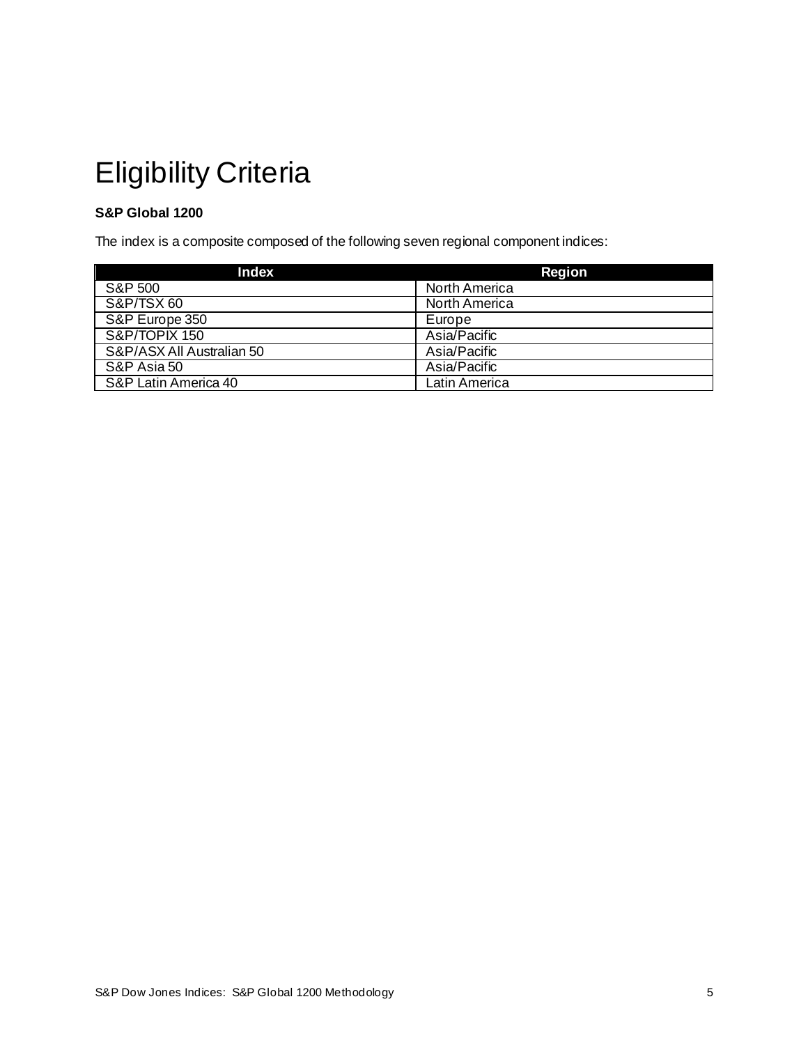# Eligibility Criteria

**S&P Global 1200**

The index is a composite composed of the following seven regional component indices:

| Index | Region |
|---|---|
| S&P 500 | North America |
| S&P/TSX 60 | North America |
| S&P Europe 350 | Europe |
| S&P/TOPIX 150 | Asia/Pacific |
| S&P/ASX All Australian 50 | Asia/Pacific |
| S&P Asia 50 | Asia/Pacific |
| S&P Latin America 40 | Latin America |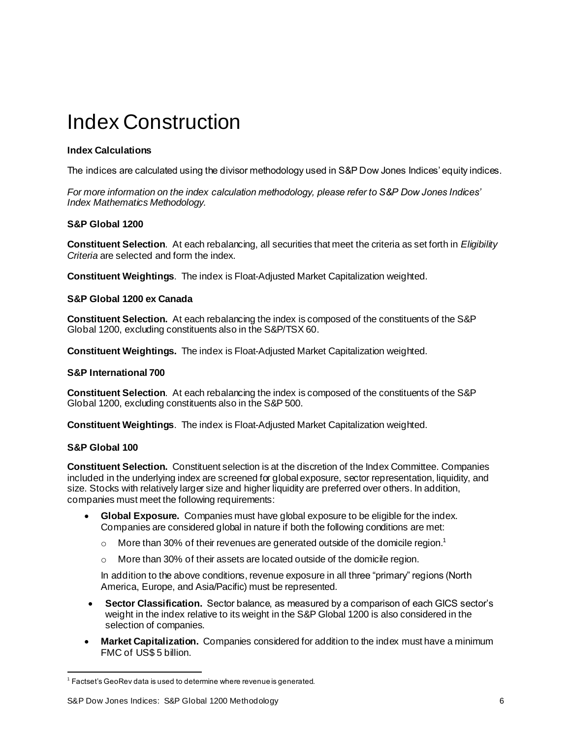# Index Construction

**Index Calculations**

The indices are calculated using the divisor methodology used in S&P Dow Jones Indices' equity indices.

*For more information on the index calculation methodology, please refer to S&P Dow Jones Indices' Index Mathematics Methodology.*

**S&P Global 1200**

**Constituent Selection**. At each rebalancing, all securities that meet the criteria as set forth in *Eligibility Criteria* are selected and form the index.

**Constituent Weightings**. The index is Float-Adjusted Market Capitalization weighted.

**S&P Global 1200 ex Canada**

**Constituent Selection.** At each rebalancing the index is composed of the constituents of the S&P Global 1200, excluding constituents also in the S&P/TSX 60.

**Constituent Weightings.** The index is Float-Adjusted Market Capitalization weighted.

**S&P International 700**

**Constituent Selection**. At each rebalancing the index is composed of the constituents of the S&P Global 1200, excluding constituents also in the S&P 500.

**Constituent Weightings**. The index is Float-Adjusted Market Capitalization weighted.

**S&P Global 100**

**Constituent Selection.** Constituent selection is at the discretion of the Index Committee. Companies included in the underlying index are screened for global exposure, sector representation, liquidity, and size. Stocks with relatively larger size and higher liquidity are preferred over others. In addition, companies must meet the following requirements:

- **Global Exposure.** Companies must have global exposure to be eligible for the index. Companies are considered global in nature if both the following conditions are met:
  - More than 30% of their revenues are generated outside of the domicile region.[1]
  - More than 30% of their assets are located outside of the domicile region.

  In addition to the above conditions, revenue exposure in all three "primary" regions (North America, Europe, and Asia/Pacific) must be represented.
- **Sector Classification.** Sector balance, as measured by a comparison of each GICS sector's weight in the index relative to its weight in the S&P Global 1200 is also considered in the selection of companies.
- **Market Capitalization.** Companies considered for addition to the index must have a minimum FMC of US$ 5 billion.

[1] Factset's GeoRev data is used to determine where revenue is generated.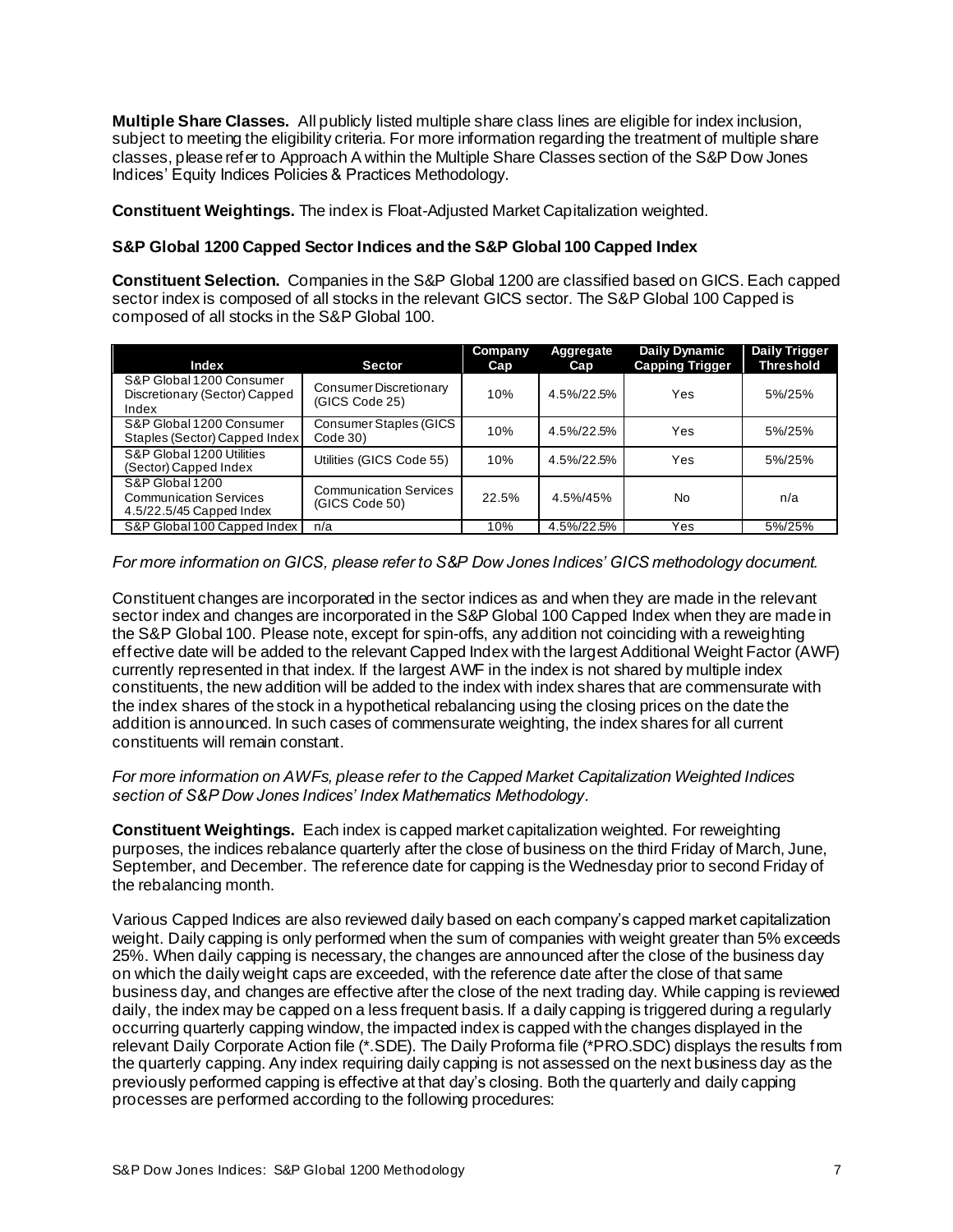**Multiple Share Classes.** All publicly listed multiple share class lines are eligible for index inclusion, subject to meeting the eligibility criteria. For more information regarding the treatment of multiple share classes, please refer to Approach A within the Multiple Share Classes section of the S&P Dow Jones Indices' Equity Indices Policies & Practices Methodology.

**Constituent Weightings.** The index is Float-Adjusted Market Capitalization weighted.

### S&P Global 1200 Capped Sector Indices and the S&P Global 100 Capped Index

**Constituent Selection.** Companies in the S&P Global 1200 are classified based on GICS. Each capped sector index is composed of all stocks in the relevant GICS sector. The S&P Global 100 Capped is composed of all stocks in the S&P Global 100.

| Index | Sector | Company Cap | Aggregate Cap | Daily Dynamic Capping Trigger | Daily Trigger Threshold |
|---|---|---|---|---|---|
| S&P Global 1200 Consumer Discretionary (Sector) Capped Index | Consumer Discretionary (GICS Code 25) | 10% | 4.5%/22.5% | Yes | 5%/25% |
| S&P Global 1200 Consumer Staples (Sector) Capped Index | Consumer Staples (GICS Code 30) | 10% | 4.5%/22.5% | Yes | 5%/25% |
| S&P Global 1200 Utilities (Sector) Capped Index | Utilities (GICS Code 55) | 10% | 4.5%/22.5% | Yes | 5%/25% |
| S&P Global 1200 Communication Services 4.5/22.5/45 Capped Index | Communication Services (GICS Code 50) | 22.5% | 4.5%/45% | No | n/a |
| S&P Global 100 Capped Index | n/a | 10% | 4.5%/22.5% | Yes | 5%/25% |

*For more information on GICS, please refer to S&P Dow Jones Indices' GICS methodology document.*

Constituent changes are incorporated in the sector indices as and when they are made in the relevant sector index and changes are incorporated in the S&P Global 100 Capped Index when they are made in the S&P Global 100. Please note, except for spin-offs, any addition not coinciding with a reweighting effective date will be added to the relevant Capped Index with the largest Additional Weight Factor (AWF) currently represented in that index. If the largest AWF in the index is not shared by multiple index constituents, the new addition will be added to the index with index shares that are commensurate with the index shares of the stock in a hypothetical rebalancing using the closing prices on the date the addition is announced. In such cases of commensurate weighting, the index shares for all current constituents will remain constant.

*For more information on AWFs, please refer to the Capped Market Capitalization Weighted Indices section of S&P Dow Jones Indices' Index Mathematics Methodology.*

**Constituent Weightings.** Each index is capped market capitalization weighted. For reweighting purposes, the indices rebalance quarterly after the close of business on the third Friday of March, June, September, and December. The reference date for capping is the Wednesday prior to second Friday of the rebalancing month.

Various Capped Indices are also reviewed daily based on each company's capped market capitalization weight. Daily capping is only performed when the sum of companies with weight greater than 5% exceeds 25%. When daily capping is necessary, the changes are announced after the close of the business day on which the daily weight caps are exceeded, with the reference date after the close of that same business day, and changes are effective after the close of the next trading day. While capping is reviewed daily, the index may be capped on a less frequent basis. If a daily capping is triggered during a regularly occurring quarterly capping window, the impacted index is capped with the changes displayed in the relevant Daily Corporate Action file (*.SDE). The Daily Proforma file (*PRO.SDC) displays the results from the quarterly capping. Any index requiring daily capping is not assessed on the next business day as the previously performed capping is effective at that day's closing. Both the quarterly and daily capping processes are performed according to the following procedures: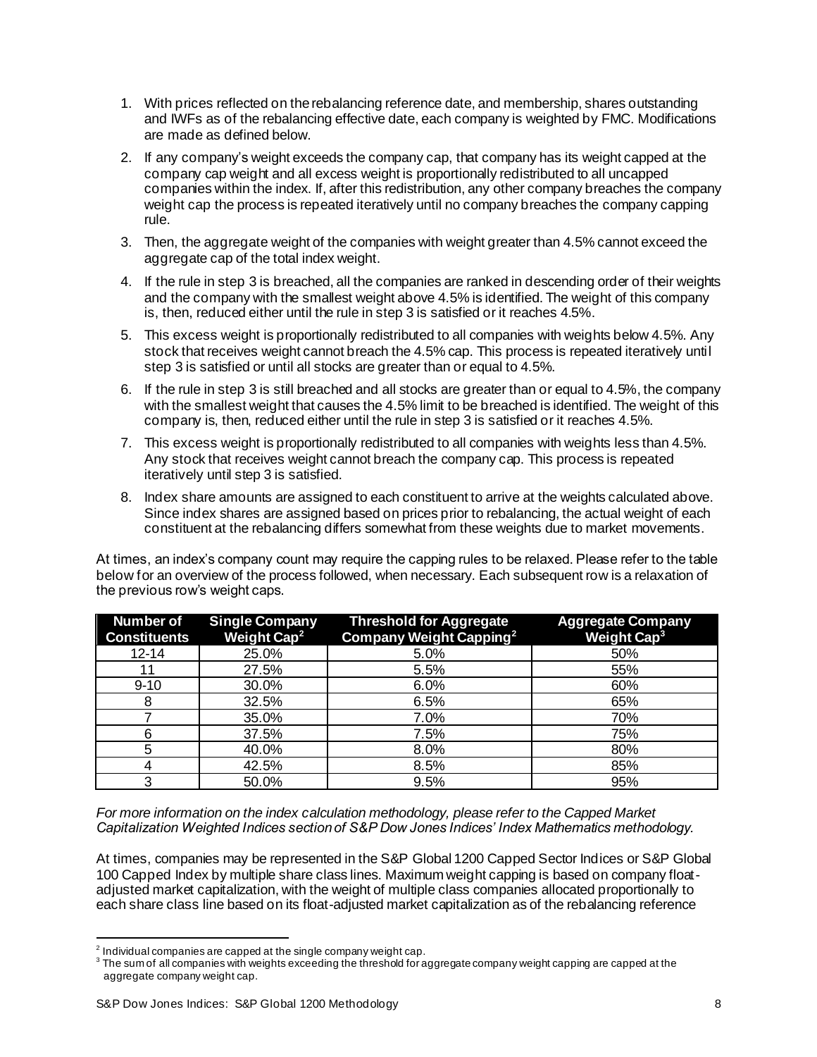1. With prices reflected on the rebalancing reference date, and membership, shares outstanding and IWFs as of the rebalancing effective date, each company is weighted by FMC. Modifications are made as defined below.
2. If any company's weight exceeds the company cap, that company has its weight capped at the company cap weight and all excess weight is proportionally redistributed to all uncapped companies within the index. If, after this redistribution, any other company breaches the company weight cap the process is repeated iteratively until no company breaches the company capping rule.
3. Then, the aggregate weight of the companies with weight greater than 4.5% cannot exceed the aggregate cap of the total index weight.
4. If the rule in step 3 is breached, all the companies are ranked in descending order of their weights and the company with the smallest weight above 4.5% is identified. The weight of this company is, then, reduced either until the rule in step 3 is satisfied or it reaches 4.5%.
5. This excess weight is proportionally redistributed to all companies with weights below 4.5%. Any stock that receives weight cannot breach the 4.5% cap. This process is repeated iteratively until step 3 is satisfied or until all stocks are greater than or equal to 4.5%.
6. If the rule in step 3 is still breached and all stocks are greater than or equal to 4.5%, the company with the smallest weight that causes the 4.5% limit to be breached is identified. The weight of this company is, then, reduced either until the rule in step 3 is satisfied or it reaches 4.5%.
7. This excess weight is proportionally redistributed to all companies with weights less than 4.5%. Any stock that receives weight cannot breach the company cap. This process is repeated iteratively until step 3 is satisfied.
8. Index share amounts are assigned to each constituent to arrive at the weights calculated above. Since index shares are assigned based on prices prior to rebalancing, the actual weight of each constituent at the rebalancing differs somewhat from these weights due to market movements.

At times, an index's company count may require the capping rules to be relaxed. Please refer to the table below for an overview of the process followed, when necessary. Each subsequent row is a relaxation of the previous row's weight caps.

| Number of Constituents | Single Company Weight Cap[2] | Threshold for Aggregate Company Weight Capping[2] | Aggregate Company Weight Cap[3] |
|---|---|---|---|
| 12-14 | 25.0% | 5.0% | 50% |
| 11 | 27.5% | 5.5% | 55% |
| 9-10 | 30.0% | 6.0% | 60% |
| 8 | 32.5% | 6.5% | 65% |
| 7 | 35.0% | 7.0% | 70% |
| 6 | 37.5% | 7.5% | 75% |
| 5 | 40.0% | 8.0% | 80% |
| 4 | 42.5% | 8.5% | 85% |
| 3 | 50.0% | 9.5% | 95% |

*For more information on the index calculation methodology, please refer to the Capped Market Capitalization Weighted Indices section of S&P Dow Jones Indices' Index Mathematics methodology.*

At times, companies may be represented in the S&P Global 1200 Capped Sector Indices or S&P Global 100 Capped Index by multiple share class lines. Maximum weight capping is based on company float-adjusted market capitalization, with the weight of multiple class companies allocated proportionally to each share class line based on its float-adjusted market capitalization as of the rebalancing reference

[2] Individual companies are capped at the single company weight cap.

[3] The sum of all companies with weights exceeding the threshold for aggregate company weight capping are capped at the aggregate company weight cap.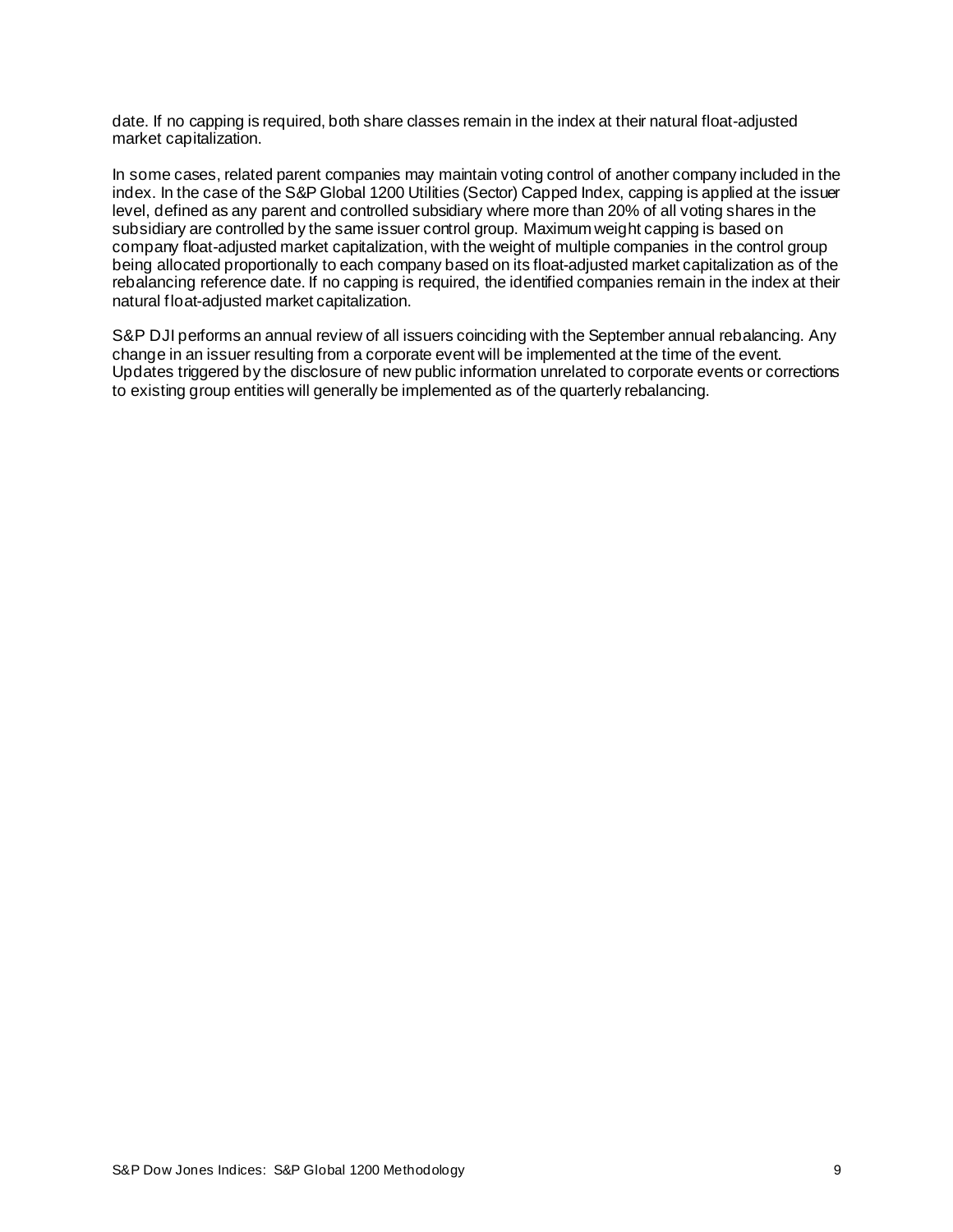date. If no capping is required, both share classes remain in the index at their natural float-adjusted market capitalization.

In some cases, related parent companies may maintain voting control of another company included in the index. In the case of the S&P Global 1200 Utilities (Sector) Capped Index, capping is applied at the issuer level, defined as any parent and controlled subsidiary where more than 20% of all voting shares in the subsidiary are controlled by the same issuer control group. Maximum weight capping is based on company float-adjusted market capitalization, with the weight of multiple companies in the control group being allocated proportionally to each company based on its float-adjusted market capitalization as of the rebalancing reference date. If no capping is required, the identified companies remain in the index at their natural float-adjusted market capitalization.

S&P DJI performs an annual review of all issuers coinciding with the September annual rebalancing. Any change in an issuer resulting from a corporate event will be implemented at the time of the event. Updates triggered by the disclosure of new public information unrelated to corporate events or corrections to existing group entities will generally be implemented as of the quarterly rebalancing.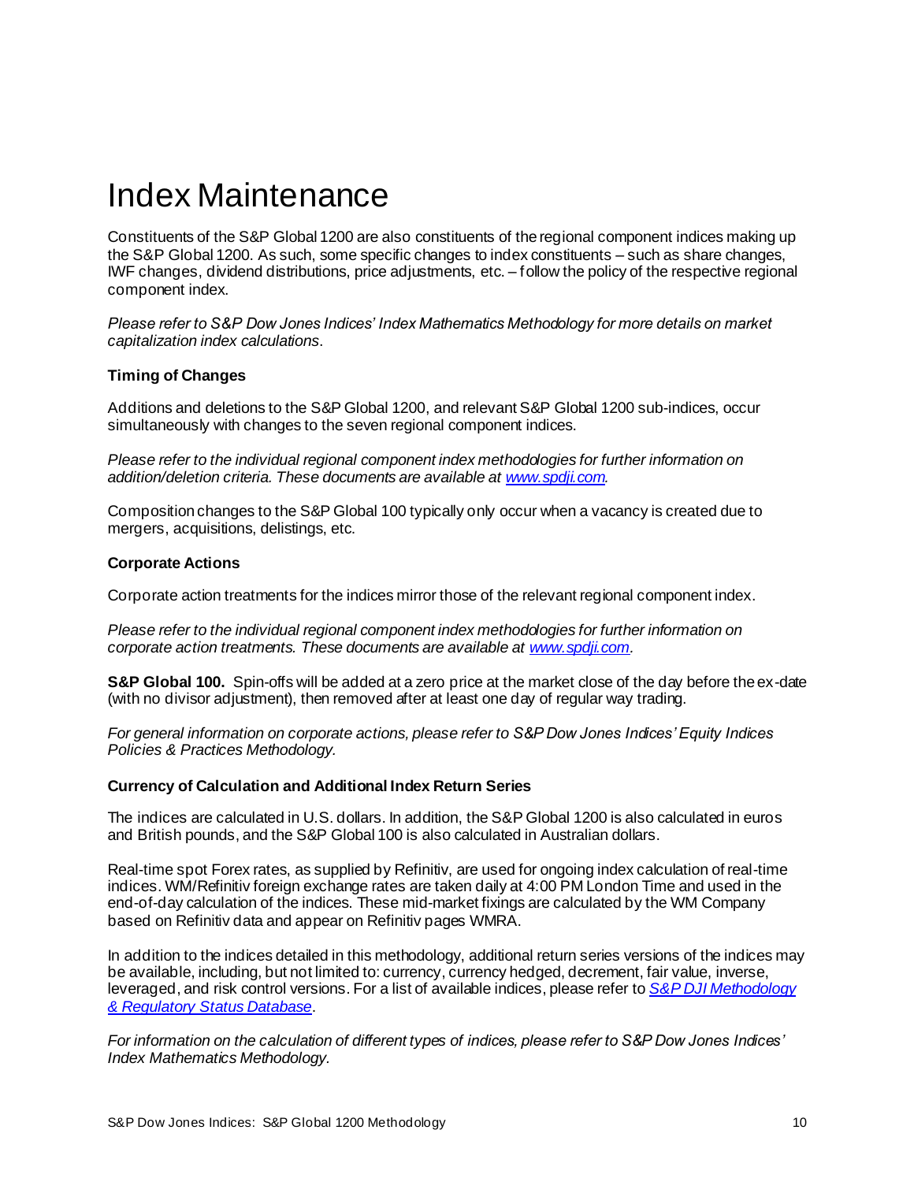# Index Maintenance

Constituents of the S&P Global 1200 are also constituents of the regional component indices making up the S&P Global 1200. As such, some specific changes to index constituents – such as share changes, IWF changes, dividend distributions, price adjustments, etc. – follow the policy of the respective regional component index.

*Please refer to S&P Dow Jones Indices' Index Mathematics Methodology for more details on market capitalization index calculations*.

### Timing of Changes

Additions and deletions to the S&P Global 1200, and relevant S&P Global 1200 sub-indices, occur simultaneously with changes to the seven regional component indices.

*Please refer to the individual regional component index methodologies for further information on addition/deletion criteria. These documents are available at [www.spdji.com](www.spdji.com).*

Composition changes to the S&P Global 100 typically only occur when a vacancy is created due to mergers, acquisitions, delistings, etc.

### Corporate Actions

Corporate action treatments for the indices mirror those of the relevant regional component index.

*Please refer to the individual regional component index methodologies for further information on corporate action treatments. These documents are available at [www.spdji.com](www.spdji.com).*

**S&P Global 100.** Spin-offs will be added at a zero price at the market close of the day before the ex-date (with no divisor adjustment), then removed after at least one day of regular way trading.

*For general information on corporate actions, please refer to S&P Dow Jones Indices' Equity Indices Policies & Practices Methodology.*

### Currency of Calculation and Additional Index Return Series

The indices are calculated in U.S. dollars. In addition, the S&P Global 1200 is also calculated in euros and British pounds, and the S&P Global 100 is also calculated in Australian dollars.

Real-time spot Forex rates, as supplied by Refinitiv, are used for ongoing index calculation of real-time indices. WM/Refinitiv foreign exchange rates are taken daily at 4:00 PM London Time and used in the end-of-day calculation of the indices. These mid-market fixings are calculated by the WM Company based on Refinitiv data and appear on Refinitiv pages WMRA.

In addition to the indices detailed in this methodology, additional return series versions of the indices may be available, including, but not limited to: currency, currency hedged, decrement, fair value, inverse, leveraged, and risk control versions. For a list of available indices, please refer to *[S&P DJI Methodology & Regulatory Status Database](S&P DJI Methodology & Regulatory Status Database)*.

*For information on the calculation of different types of indices, please refer to S&P Dow Jones Indices' Index Mathematics Methodology.*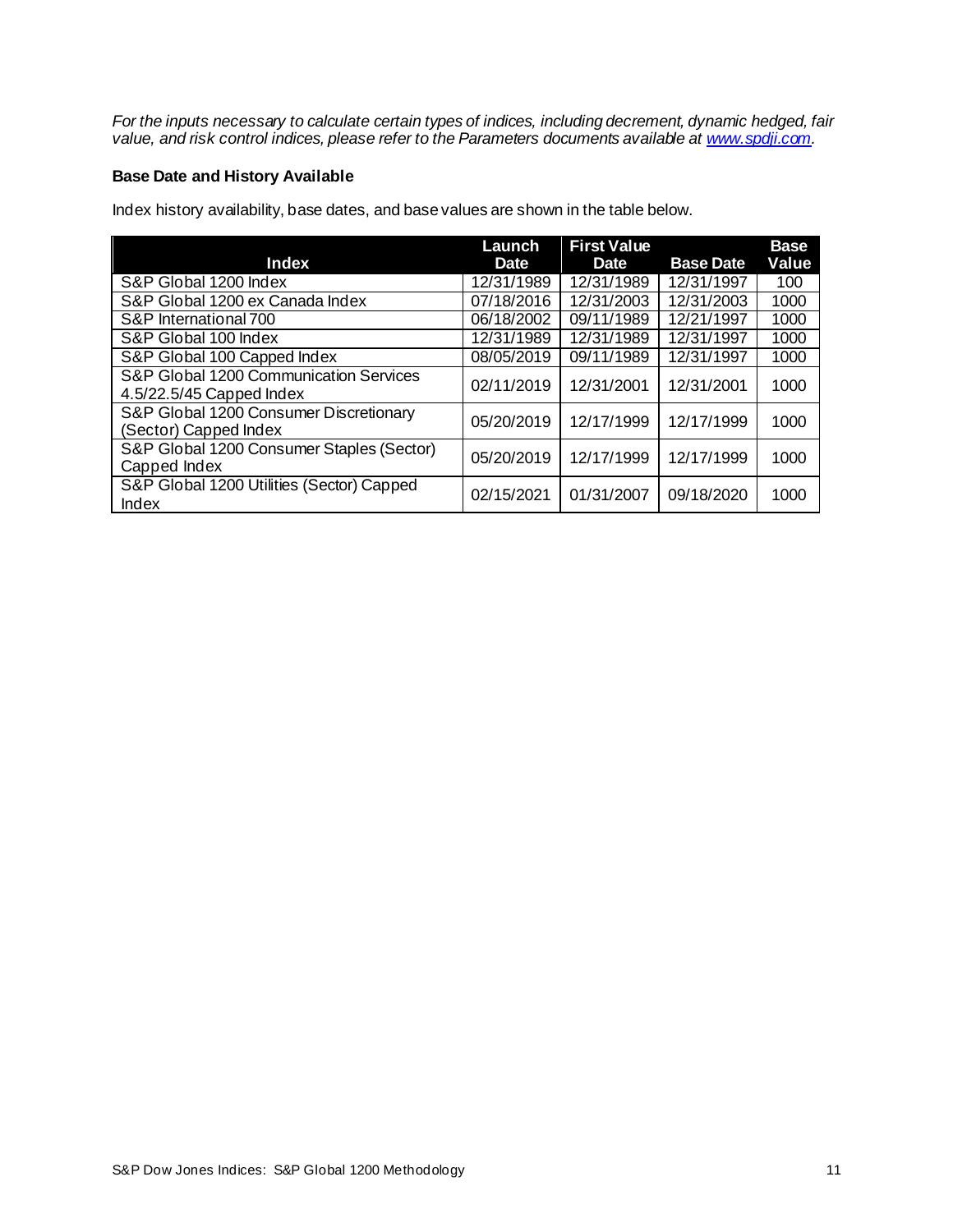*For the inputs necessary to calculate certain types of indices, including decrement, dynamic hedged, fair value, and risk control indices, please refer to the Parameters documents available at [www.spdji.com](www.spdji.com).*

### Base Date and History Available

Index history availability, base dates, and base values are shown in the table below.

| Index | Launch Date | First Value Date | Base Date | Base Value |
|---|---|---|---|---|
| S&P Global 1200 Index | 12/31/1989 | 12/31/1989 | 12/31/1997 | 100 |
| S&P Global 1200 ex Canada Index | 07/18/2016 | 12/31/2003 | 12/31/2003 | 1000 |
| S&P International 700 | 06/18/2002 | 09/11/1989 | 12/21/1997 | 1000 |
| S&P Global 100 Index | 12/31/1989 | 12/31/1989 | 12/31/1997 | 1000 |
| S&P Global 100 Capped Index | 08/05/2019 | 09/11/1989 | 12/31/1997 | 1000 |
| S&P Global 1200 Communication Services 4.5/22.5/45 Capped Index | 02/11/2019 | 12/31/2001 | 12/31/2001 | 1000 |
| S&P Global 1200 Consumer Discretionary (Sector) Capped Index | 05/20/2019 | 12/17/1999 | 12/17/1999 | 1000 |
| S&P Global 1200 Consumer Staples (Sector) Capped Index | 05/20/2019 | 12/17/1999 | 12/17/1999 | 1000 |
| S&P Global 1200 Utilities (Sector) Capped Index | 02/15/2021 | 01/31/2007 | 09/18/2020 | 1000 |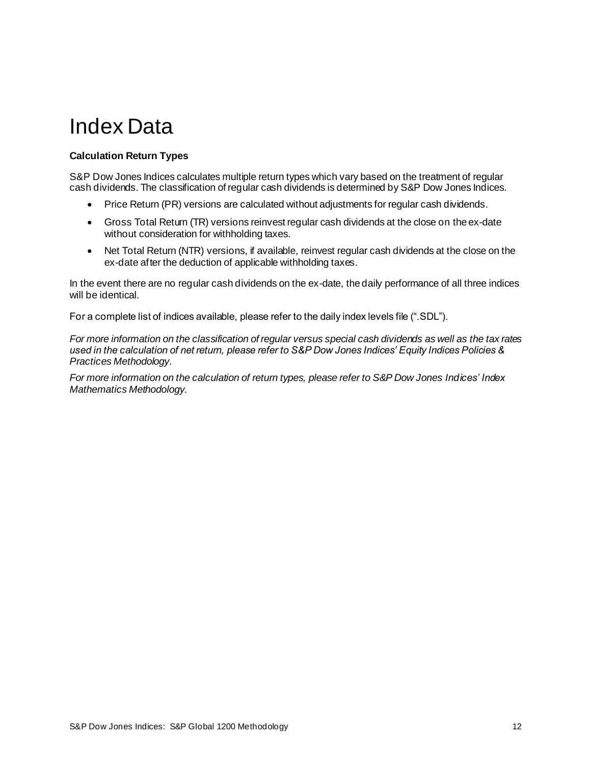# Index Data

**Calculation Return Types**

S&P Dow Jones Indices calculates multiple return types which vary based on the treatment of regular cash dividends. The classification of regular cash dividends is determined by S&P Dow Jones Indices.

- Price Return (PR) versions are calculated without adjustments for regular cash dividends.
- Gross Total Return (TR) versions reinvest regular cash dividends at the close on the ex-date without consideration for withholding taxes.
- Net Total Return (NTR) versions, if available, reinvest regular cash dividends at the close on the ex-date after the deduction of applicable withholding taxes.

In the event there are no regular cash dividends on the ex-date, the daily performance of all three indices will be identical.

For a complete list of indices available, please refer to the daily index levels file (".SDL").

*For more information on the classification of regular versus special cash dividends as well as the tax rates used in the calculation of net return, please refer to S&P Dow Jones Indices' Equity Indices Policies & Practices Methodology*.

*For more information on the calculation of return types, please refer to S&P Dow Jones Indices' Index Mathematics Methodology.*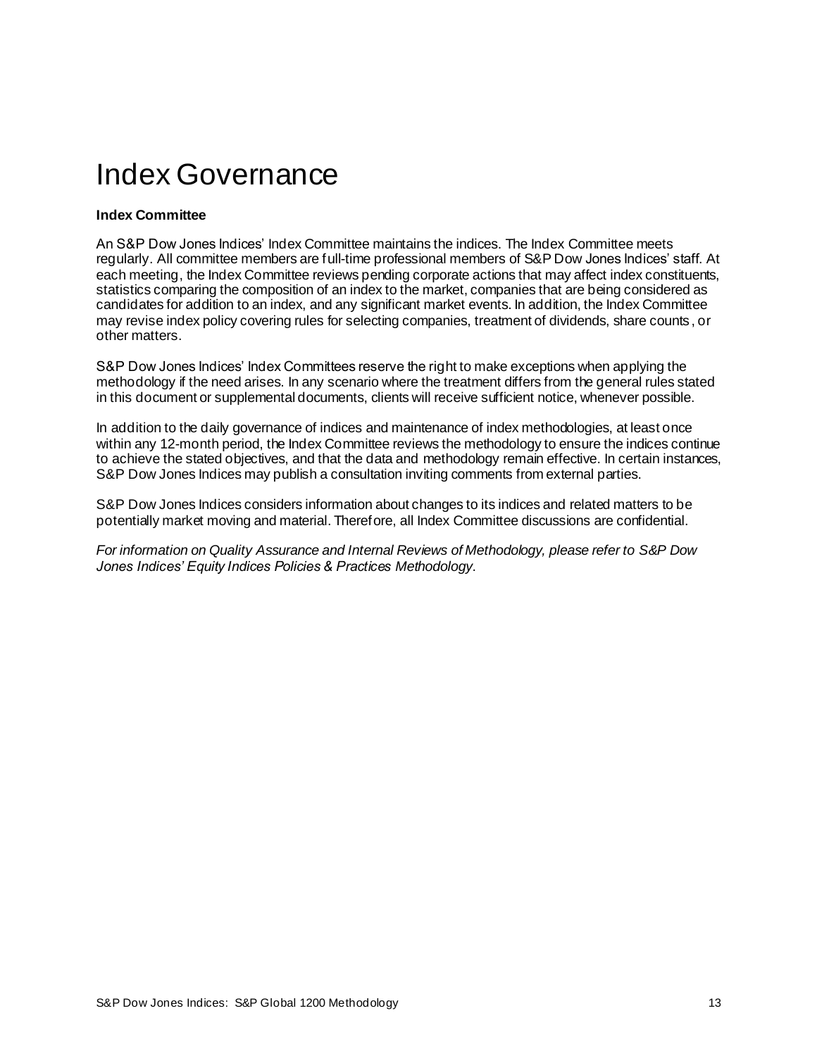# Index Governance

**Index Committee**

An S&P Dow Jones Indices' Index Committee maintains the indices. The Index Committee meets regularly. All committee members are full-time professional members of S&P Dow Jones Indices' staff. At each meeting, the Index Committee reviews pending corporate actions that may affect index constituents, statistics comparing the composition of an index to the market, companies that are being considered as candidates for addition to an index, and any significant market events. In addition, the Index Committee may revise index policy covering rules for selecting companies, treatment of dividends, share counts, or other matters.

S&P Dow Jones Indices' Index Committees reserve the right to make exceptions when applying the methodology if the need arises. In any scenario where the treatment differs from the general rules stated in this document or supplemental documents, clients will receive sufficient notice, whenever possible.

In addition to the daily governance of indices and maintenance of index methodologies, at least once within any 12-month period, the Index Committee reviews the methodology to ensure the indices continue to achieve the stated objectives, and that the data and methodology remain effective. In certain instances, S&P Dow Jones Indices may publish a consultation inviting comments from external parties.

S&P Dow Jones Indices considers information about changes to its indices and related matters to be potentially market moving and material. Therefore, all Index Committee discussions are confidential.

*For information on Quality Assurance and Internal Reviews of Methodology, please refer to S&P Dow Jones Indices' Equity Indices Policies & Practices Methodology.*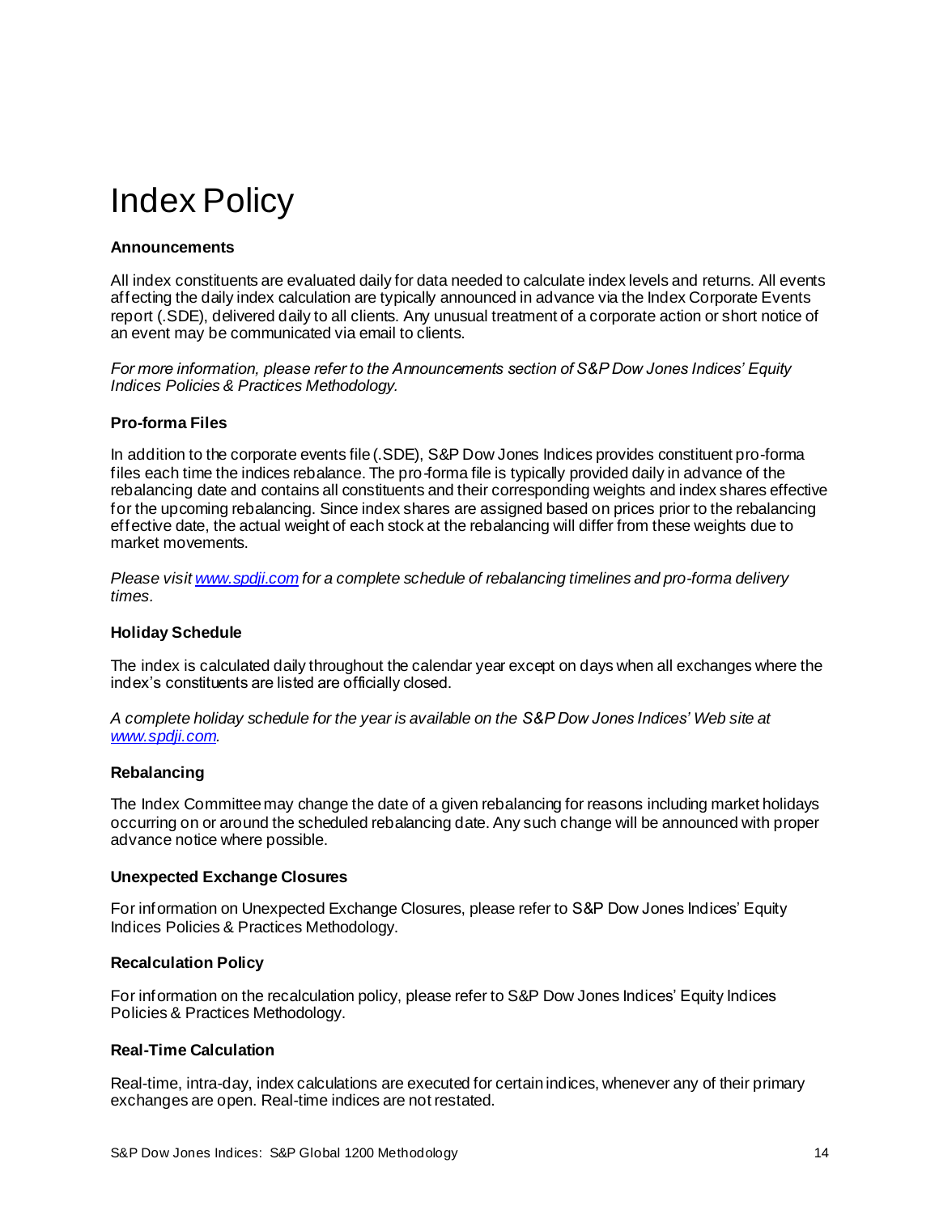# Index Policy

**Announcements**

All index constituents are evaluated daily for data needed to calculate index levels and returns. All events affecting the daily index calculation are typically announced in advance via the Index Corporate Events report (.SDE), delivered daily to all clients. Any unusual treatment of a corporate action or short notice of an event may be communicated via email to clients.

*For more information, please refer to the Announcements section of S&P Dow Jones Indices' Equity Indices Policies & Practices Methodology.*

**Pro-forma Files**

In addition to the corporate events file (.SDE), S&P Dow Jones Indices provides constituent pro-forma files each time the indices rebalance. The pro-forma file is typically provided daily in advance of the rebalancing date and contains all constituents and their corresponding weights and index shares effective for the upcoming rebalancing. Since index shares are assigned based on prices prior to the rebalancing effective date, the actual weight of each stock at the rebalancing will differ from these weights due to market movements.

*Please visit [www.spdji.com](http://www.spdji.com) for a complete schedule of rebalancing timelines and pro-forma delivery times.*

**Holiday Schedule**

The index is calculated daily throughout the calendar year except on days when all exchanges where the index's constituents are listed are officially closed.

*A complete holiday schedule for the year is available on the S&P Dow Jones Indices' Web site at [www.spdji.com](http://www.spdji.com).*

**Rebalancing**

The Index Committee may change the date of a given rebalancing for reasons including market holidays occurring on or around the scheduled rebalancing date. Any such change will be announced with proper advance notice where possible.

**Unexpected Exchange Closures**

For information on Unexpected Exchange Closures, please refer to S&P Dow Jones Indices' Equity Indices Policies & Practices Methodology.

**Recalculation Policy**

For information on the recalculation policy, please refer to S&P Dow Jones Indices' Equity Indices Policies & Practices Methodology.

**Real-Time Calculation**

Real-time, intra-day, index calculations are executed for certain indices, whenever any of their primary exchanges are open. Real-time indices are not restated.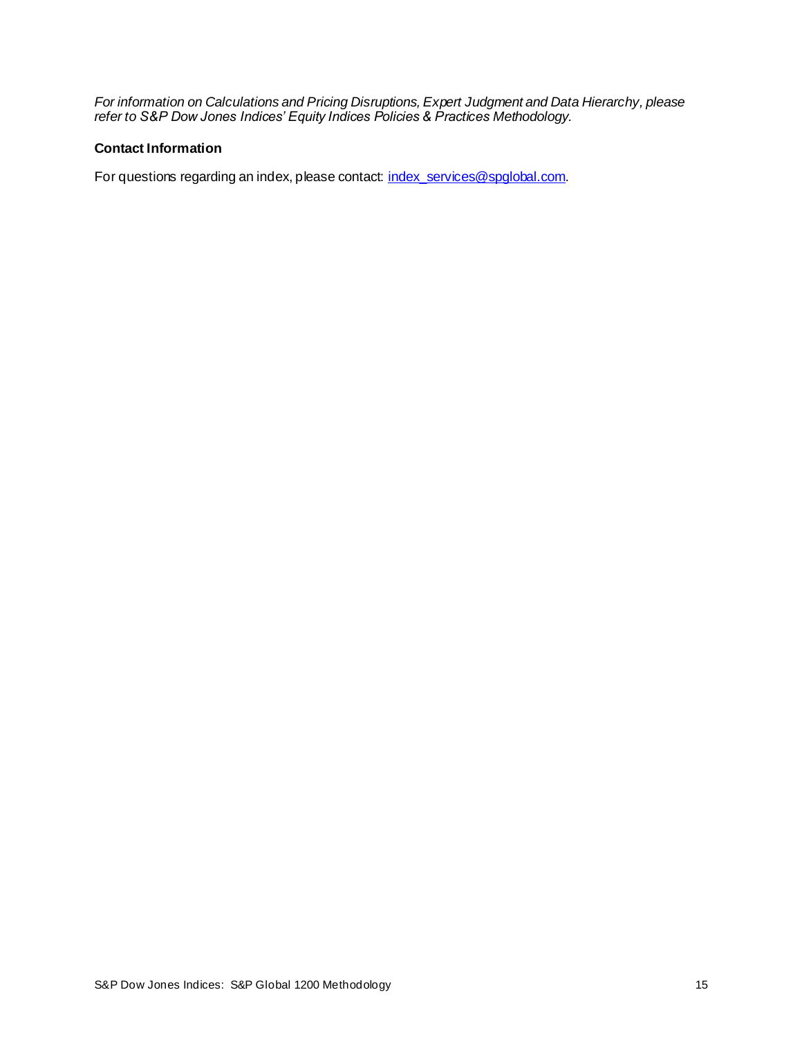*For information on Calculations and Pricing Disruptions, Expert Judgment and Data Hierarchy, please refer to S&P Dow Jones Indices' Equity Indices Policies & Practices Methodology.*

**Contact Information**

For questions regarding an index, please contact: index_services@spglobal.com.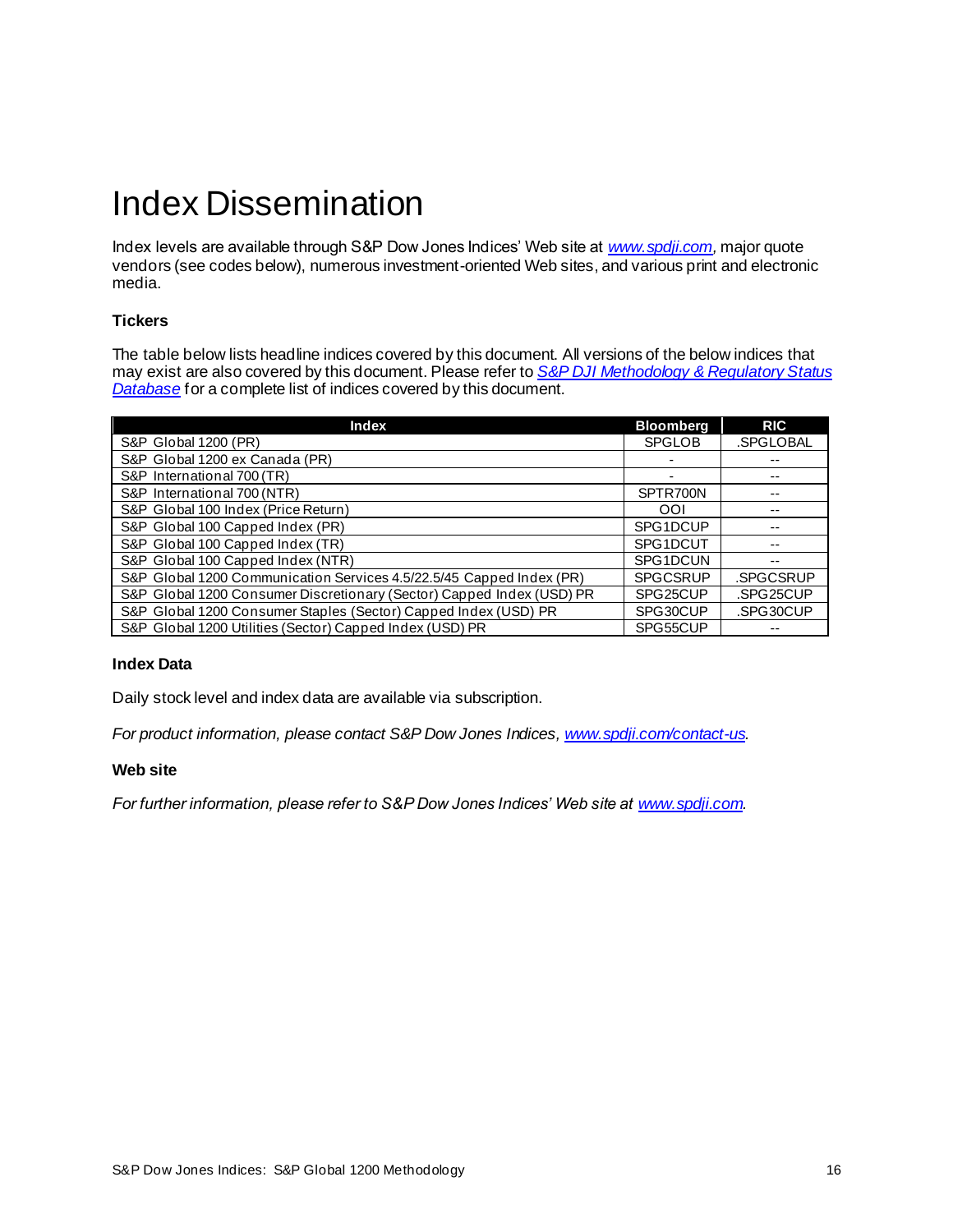# Index Dissemination

Index levels are available through S&P Dow Jones Indices' Web site at [www.spdji.com](www.spdji.com), major quote vendors (see codes below), numerous investment-oriented Web sites, and various print and electronic media.

### Tickers

The table below lists headline indices covered by this document. All versions of the below indices that may exist are also covered by this document. Please refer to *S&P DJI Methodology & Regulatory Status Database* for a complete list of indices covered by this document.

| Index | Bloomberg | RIC |
|---|---|---|
| S&P Global 1200 (PR) | SPGLOB | .SPGLOBAL |
| S&P Global 1200 ex Canada (PR) | - | -- |
| S&P International 700 (TR) | - | -- |
| S&P International 700 (NTR) | SPTR700N | -- |
| S&P Global 100 Index (Price Return) | OOI | -- |
| S&P Global 100 Capped Index (PR) | SPG1DCUP | -- |
| S&P Global 100 Capped Index (TR) | SPG1DCUT | -- |
| S&P Global 100 Capped Index (NTR) | SPG1DCUN | -- |
| S&P Global 1200 Communication Services 4.5/22.5/45 Capped Index (PR) | SPGCSRUP | .SPGCSRUP |
| S&P Global 1200 Consumer Discretionary (Sector) Capped Index (USD) PR | SPG25CUP | .SPG25CUP |
| S&P Global 1200 Consumer Staples (Sector) Capped Index (USD) PR | SPG30CUP | .SPG30CUP |
| S&P Global 1200 Utilities (Sector) Capped Index (USD) PR | SPG55CUP | -- |

### Index Data

Daily stock level and index data are available via subscription.

*For product information, please contact S&P Dow Jones Indices, [www.spdji.com/contact-us](www.spdji.com/contact-us).*

### Web site

*For further information, please refer to S&P Dow Jones Indices' Web site at [www.spdji.com](www.spdji.com).*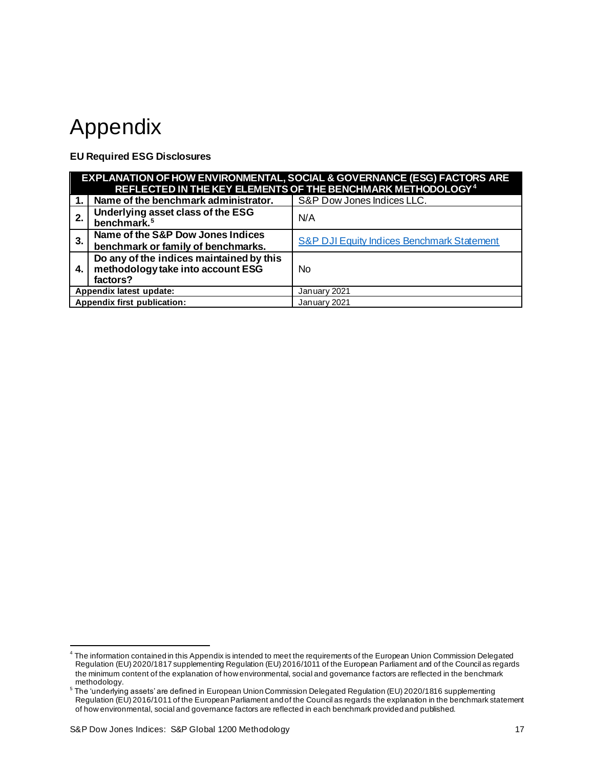# Appendix

**EU Required ESG Disclosures**

| EXPLANATION OF HOW ENVIRONMENTAL, SOCIAL & GOVERNANCE (ESG) FACTORS ARE REFLECTED IN THE KEY ELEMENTS OF THE BENCHMARK METHODOLOGY[4] | | |
|---|---|---|
| **1.** | **Name of the benchmark administrator.** | S&P Dow Jones Indices LLC. |
| **2.** | **Underlying asset class of the ESG benchmark.**[5] | N/A |
| **3.** | **Name of the S&P Dow Jones Indices benchmark or family of benchmarks.** | S&P DJI Equity Indices Benchmark Statement |
| **4.** | **Do any of the indices maintained by this methodology take into account ESG factors?** | No |
| **Appendix latest update:** | | January 2021 |
| **Appendix first publication:** | | January 2021 |

[4] The information contained in this Appendix is intended to meet the requirements of the European Union Commission Delegated Regulation (EU) 2020/1817 supplementing Regulation (EU) 2016/1011 of the European Parliament and of the Council as regards the minimum content of the explanation of how environmental, social and governance factors are reflected in the benchmark methodology.

[5] The 'underlying assets' are defined in European Union Commission Delegated Regulation (EU) 2020/1816 supplementing Regulation (EU) 2016/1011 of the European Parliament and of the Council as regards the explanation in the benchmark statement of how environmental, social and governance factors are reflected in each benchmark provided and published.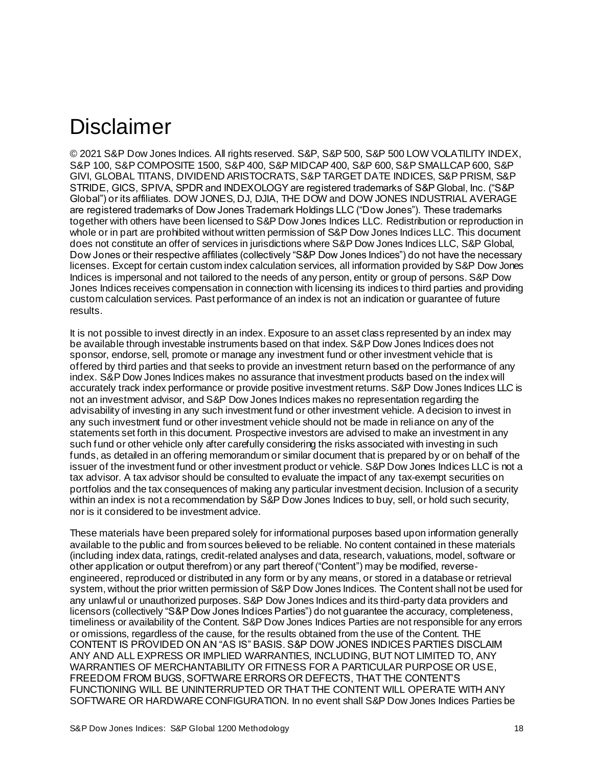# Disclaimer

© 2021 S&P Dow Jones Indices. All rights reserved. S&P, S&P 500, S&P 500 LOW VOLATILITY INDEX, S&P 100, S&P COMPOSITE 1500, S&P 400, S&P MIDCAP 400, S&P 600, S&P SMALLCAP 600, S&P GIVI, GLOBAL TITANS, DIVIDEND ARISTOCRATS, S&P TARGET DATE INDICES, S&P PRISM, S&P STRIDE, GICS, SPIVA, SPDR and INDEXOLOGY are registered trademarks of S&P Global, Inc. ("S&P Global") or its affiliates. DOW JONES, DJ, DJIA, THE DOW and DOW JONES INDUSTRIAL AVERAGE are registered trademarks of Dow Jones Trademark Holdings LLC ("Dow Jones"). These trademarks together with others have been licensed to S&P Dow Jones Indices LLC. Redistribution or reproduction in whole or in part are prohibited without written permission of S&P Dow Jones Indices LLC. This document does not constitute an offer of services in jurisdictions where S&P Dow Jones Indices LLC, S&P Global, Dow Jones or their respective affiliates (collectively "S&P Dow Jones Indices") do not have the necessary licenses. Except for certain custom index calculation services, all information provided by S&P Dow Jones Indices is impersonal and not tailored to the needs of any person, entity or group of persons. S&P Dow Jones Indices receives compensation in connection with licensing its indices to third parties and providing custom calculation services. Past performance of an index is not an indication or guarantee of future results.

It is not possible to invest directly in an index. Exposure to an asset class represented by an index may be available through investable instruments based on that index. S&P Dow Jones Indices does not sponsor, endorse, sell, promote or manage any investment fund or other investment vehicle that is offered by third parties and that seeks to provide an investment return based on the performance of any index. S&P Dow Jones Indices makes no assurance that investment products based on the index will accurately track index performance or provide positive investment returns. S&P Dow Jones Indices LLC is not an investment advisor, and S&P Dow Jones Indices makes no representation regarding the advisability of investing in any such investment fund or other investment vehicle. A decision to invest in any such investment fund or other investment vehicle should not be made in reliance on any of the statements set forth in this document. Prospective investors are advised to make an investment in any such fund or other vehicle only after carefully considering the risks associated with investing in such funds, as detailed in an offering memorandum or similar document that is prepared by or on behalf of the issuer of the investment fund or other investment product or vehicle. S&P Dow Jones Indices LLC is not a tax advisor. A tax advisor should be consulted to evaluate the impact of any tax-exempt securities on portfolios and the tax consequences of making any particular investment decision. Inclusion of a security within an index is not a recommendation by S&P Dow Jones Indices to buy, sell, or hold such security, nor is it considered to be investment advice.

These materials have been prepared solely for informational purposes based upon information generally available to the public and from sources believed to be reliable. No content contained in these materials (including index data, ratings, credit-related analyses and data, research, valuations, model, software or other application or output therefrom) or any part thereof ("Content") may be modified, reverse-engineered, reproduced or distributed in any form or by any means, or stored in a database or retrieval system, without the prior written permission of S&P Dow Jones Indices. The Content shall not be used for any unlawful or unauthorized purposes. S&P Dow Jones Indices and its third-party data providers and licensors (collectively "S&P Dow Jones Indices Parties") do not guarantee the accuracy, completeness, timeliness or availability of the Content. S&P Dow Jones Indices Parties are not responsible for any errors or omissions, regardless of the cause, for the results obtained from the use of the Content. THE CONTENT IS PROVIDED ON AN "AS IS" BASIS. S&P DOW JONES INDICES PARTIES DISCLAIM ANY AND ALL EXPRESS OR IMPLIED WARRANTIES, INCLUDING, BUT NOT LIMITED TO, ANY WARRANTIES OF MERCHANTABILITY OR FITNESS FOR A PARTICULAR PURPOSE OR USE, FREEDOM FROM BUGS, SOFTWARE ERRORS OR DEFECTS, THAT THE CONTENT'S FUNCTIONING WILL BE UNINTERRUPTED OR THAT THE CONTENT WILL OPERATE WITH ANY SOFTWARE OR HARDWARE CONFIGURATION. In no event shall S&P Dow Jones Indices Parties be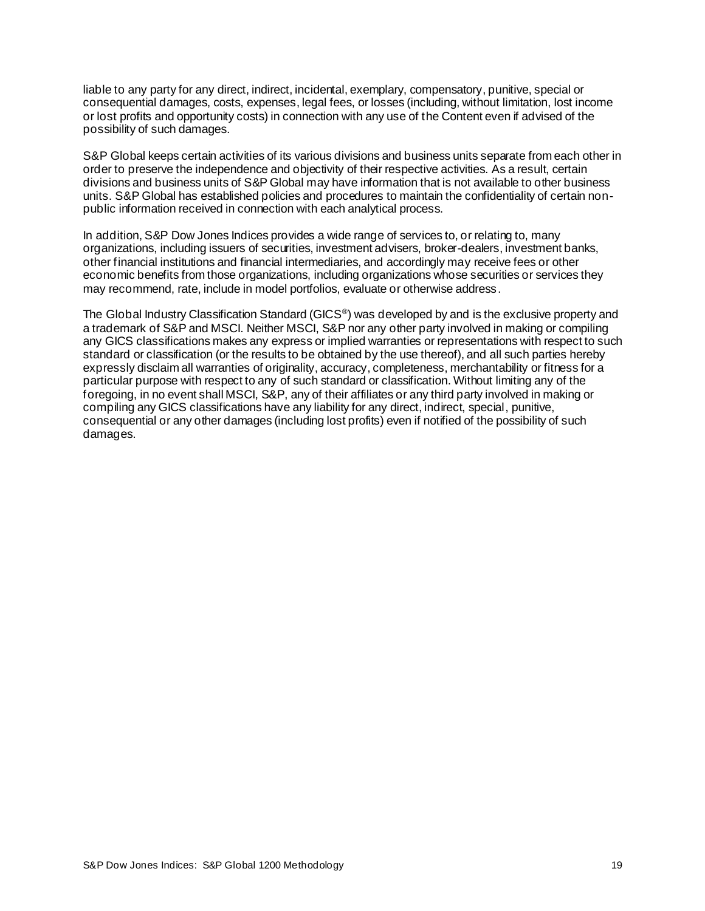liable to any party for any direct, indirect, incidental, exemplary, compensatory, punitive, special or consequential damages, costs, expenses, legal fees, or losses (including, without limitation, lost income or lost profits and opportunity costs) in connection with any use of the Content even if advised of the possibility of such damages.

S&P Global keeps certain activities of its various divisions and business units separate from each other in order to preserve the independence and objectivity of their respective activities. As a result, certain divisions and business units of S&P Global may have information that is not available to other business units. S&P Global has established policies and procedures to maintain the confidentiality of certain non-public information received in connection with each analytical process.

In addition, S&P Dow Jones Indices provides a wide range of services to, or relating to, many organizations, including issuers of securities, investment advisers, broker-dealers, investment banks, other financial institutions and financial intermediaries, and accordingly may receive fees or other economic benefits from those organizations, including organizations whose securities or services they may recommend, rate, include in model portfolios, evaluate or otherwise address.

The Global Industry Classification Standard (GICS®) was developed by and is the exclusive property and a trademark of S&P and MSCI. Neither MSCI, S&P nor any other party involved in making or compiling any GICS classifications makes any express or implied warranties or representations with respect to such standard or classification (or the results to be obtained by the use thereof), and all such parties hereby expressly disclaim all warranties of originality, accuracy, completeness, merchantability or fitness for a particular purpose with respect to any of such standard or classification. Without limiting any of the foregoing, in no event shall MSCI, S&P, any of their affiliates or any third party involved in making or compiling any GICS classifications have any liability for any direct, indirect, special, punitive, consequential or any other damages (including lost profits) even if notified of the possibility of such damages.